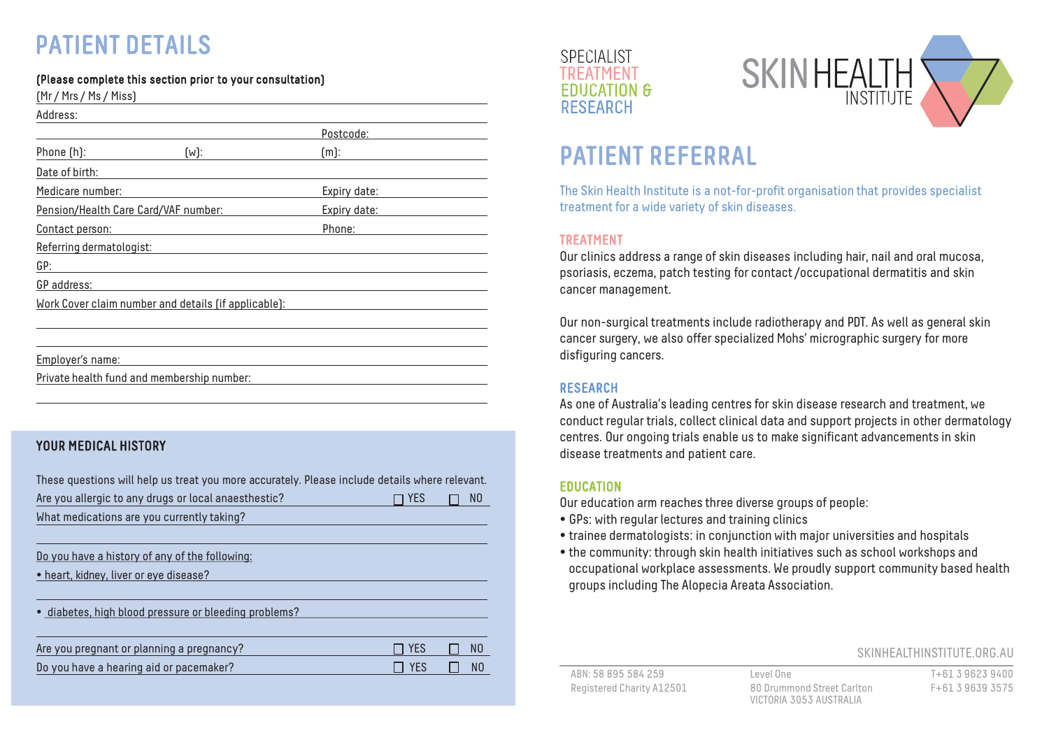# PATIENT DETAILS

**(Please complete this section prior to your consultation)**

(Mr / Mrs / Ms / Miss)

Address:

Postcode:

Phone (h): (w): (m):

Date of birth:

Medicare number: Expiry date:

Pension/Health Care Card/VAF number: Expiry date:

Contact person: Phone:

Referring dermatologist:

GP:

GP address:

Work Cover claim number and details (if applicable):

Employer's name:

Private health fund and membership number:

## YOUR MEDICAL HISTORY

These questions will help us treat you more accurately. Please include details where relevant.

Are you allergic to any drugs or local anaesthestic? ☐ YES ☐ NO

What medications are you currently taking?

Do you have a history of any of the following:

- heart, kidney, liver or eye disease?
- diabetes, high blood pressure or bleeding problems?

Are you pregnant or planning a pregnancy? ☐ YES ☐ NO

Do you have a hearing aid or pacemaker? ☐ YES ☐ NO

SPECIALIST TREATMENT EDUCATION & RESEARCH

SKIN HEALTH INSTITUTE

# PATIENT REFERRAL

The Skin Health Institute is a not-for-profit organisation that provides specialist treatment for a wide variety of skin diseases.

## TREATMENT

Our clinics address a range of skin diseases including hair, nail and oral mucosa, psoriasis, eczema, patch testing for contact /occupational dermatitis and skin cancer management.

Our non-surgical treatments include radiotherapy and PDT. As well as general skin cancer surgery, we also offer specialized Mohs' micrographic surgery for more disfiguring cancers.

## RESEARCH

As one of Australia's leading centres for skin disease research and treatment, we conduct regular trials, collect clinical data and support projects in other dermatology centres. Our ongoing trials enable us to make significant advancements in skin disease treatments and patient care.

## EDUCATION

Our education arm reaches three diverse groups of people:

- GPs: with regular lectures and training clinics
- trainee dermatologists: in conjunction with major universities and hospitals
- the community: through skin health initiatives such as school workshops and occupational workplace assessments. We proudly support community based health groups including The Alopecia Areata Association.

SKINHEALTHINSTITUTE.ORG.AU

ABN: 58 895 584 259
Registered Charity A12501

Level One
80 Drummond Street Carlton
VICTORIA 3053 AUSTRALIA

T+61 3 9623 9400
F+61 3 9639 3575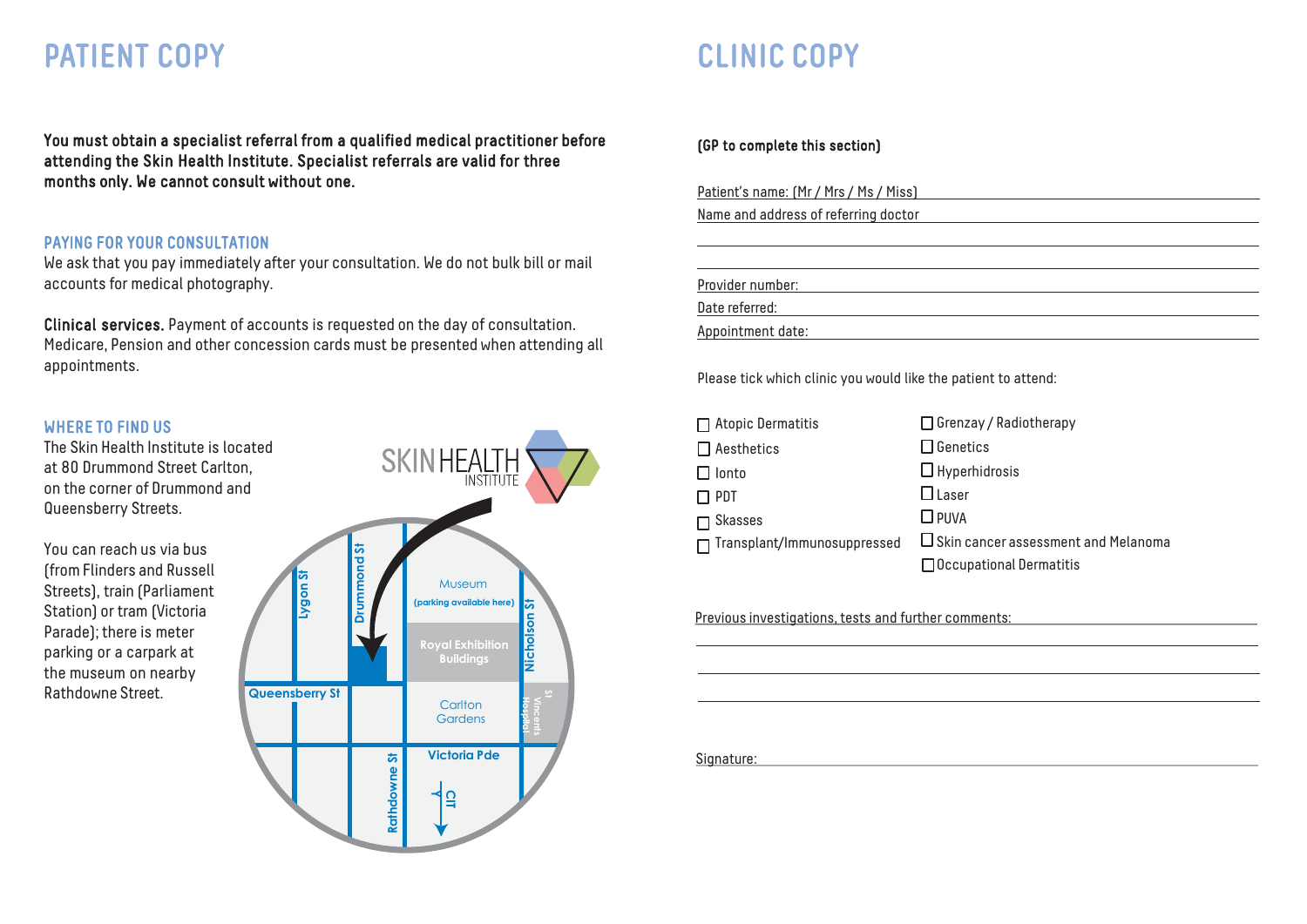# PATIENT COPY

**You must obtain a specialist referral from a qualified medical practitioner before attending the Skin Health Institute. Specialist referrals are valid for three months only. We cannot consult without one.**

## PAYING FOR YOUR CONSULTATION

We ask that you pay immediately after your consultation. We do not bulk bill or mail accounts for medical photography.

**Clinical services.** Payment of accounts is requested on the day of consultation. Medicare, Pension and other concession cards must be presented when attending all appointments.

## WHERE TO FIND US

The Skin Health Institute is located at 80 Drummond Street Carlton, on the corner of Drummond and Queensberry Streets.

You can reach us via bus (from Flinders and Russell Streets), train (Parliament Station) or tram (Victoria Parade); there is meter parking or a carpark at the museum on nearby Rathdowne Street.

SKIN HEALTH INSTITUTE

Lygon St
Drummond St
Museum (parking available here)
Royal Exhibition Buildings
Nicholson St
Queensberry St
Carlton Gardens
St Vincents Hospital
Victoria Pde
Rathdowne St
CIT

# CLINIC COPY

**(GP to complete this section)**

Patient's name: (Mr / Mrs / Ms / Miss) ______________________

Name and address of referring doctor ______________________

______________________

______________________

Provider number: ______________________

Date referred: ______________________

Appointment date: ______________________

Please tick which clinic you would like the patient to attend:

- ☐ Atopic Dermatitis
- ☐ Aesthetics
- ☐ Ionto
- ☐ PDT
- ☐ Skasses
- ☐ Transplant/Immunosuppressed
- ☐ Grenzay / Radiotherapy
- ☐ Genetics
- ☐ Hyperhidrosis
- ☐ Laser
- ☐ PUVA
- ☐ Skin cancer assessment and Melanoma
- ☐ Occupational Dermatitis

Previous investigations, tests and further comments: ______________________

______________________

______________________

______________________

Signature: ______________________